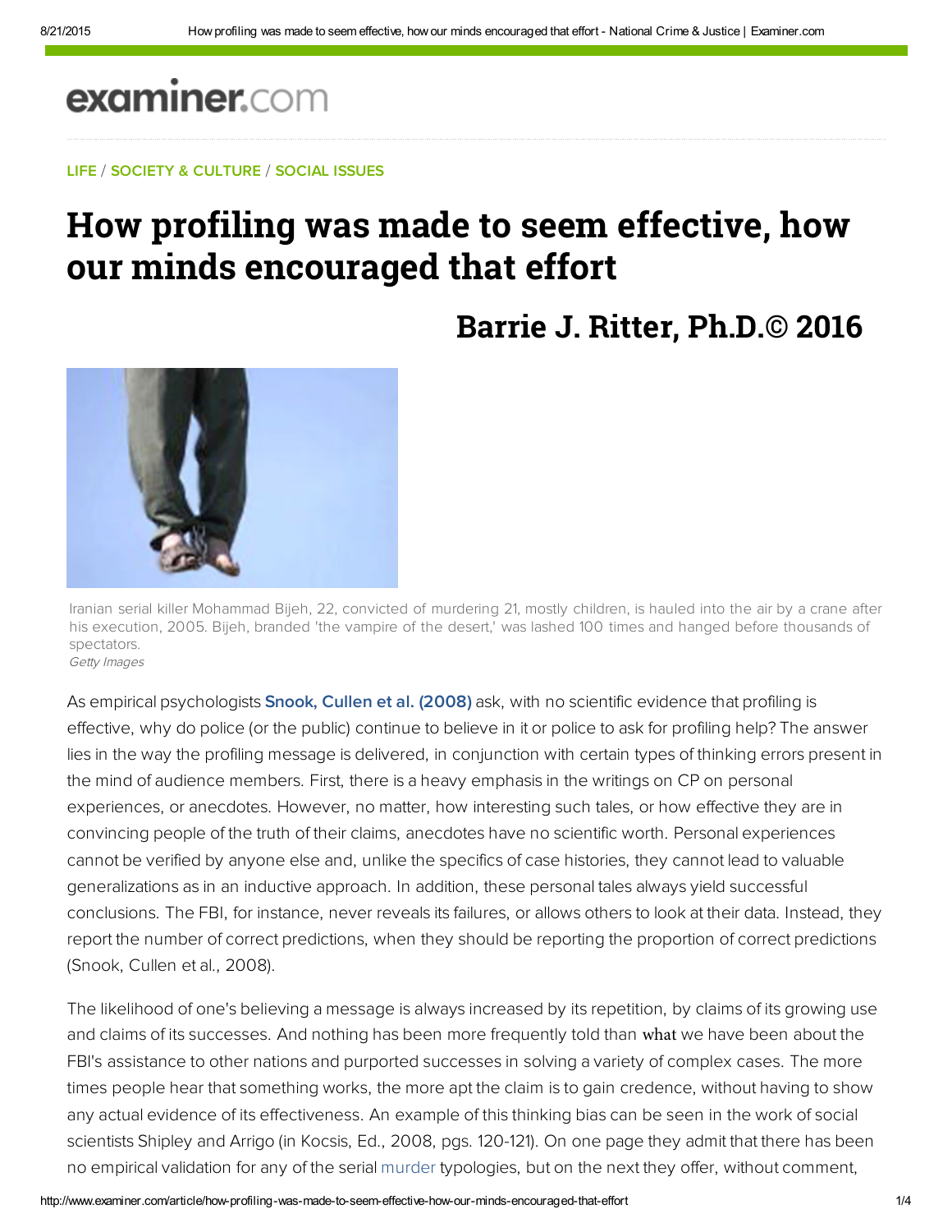LIFE / SOCIETY & CULTURE / SOCIAL ISSUES

# How profiling was made to seem effective, how our minds encouraged that effort

## Barrie J. Ritter, Ph.D.© 2016

Iranian serial killer Mohammad Bijeh, 22, convicted of murdering 21, mostly children, is hauled into the air by a crane after his execution, 2005. Bijeh, branded 'the vampire of the desert,' was lashed 100 times and hanged before thousands of spectators.
*Getty Images*

As empirical psychologists **Snook, Cullen et al. (2008)** ask, with no scientific evidence that profiling is effective, why do police (or the public) continue to believe in it or police to ask for profiling help? The answer lies in the way the profiling message is delivered, in conjunction with certain types of thinking errors present in the mind of audience members. First, there is a heavy emphasis in the writings on CP on personal experiences, or anecdotes. However, no matter, how interesting such tales, or how effective they are in convincing people of the truth of their claims, anecdotes have no scientific worth. Personal experiences cannot be verified by anyone else and, unlike the specifics of case histories, they cannot lead to valuable generalizations as in an inductive approach. In addition, these personal tales always yield successful conclusions. The FBI, for instance, never reveals its failures, or allows others to look at their data. Instead, they report the number of correct predictions, when they should be reporting the proportion of correct predictions (Snook, Cullen et al., 2008).

The likelihood of one's believing a message is always increased by its repetition, by claims of its growing use and claims of its successes. And nothing has been more frequently told than what we have been about the FBI's assistance to other nations and purported successes in solving a variety of complex cases. The more times people hear that something works, the more apt the claim is to gain credence, without having to show any actual evidence of its effectiveness. An example of this thinking bias can be seen in the work of social scientists Shipley and Arrigo (in Kocsis, Ed., 2008, pgs. 120-121). On one page they admit that there has been no empirical validation for any of the serial murder typologies, but on the next they offer, without comment,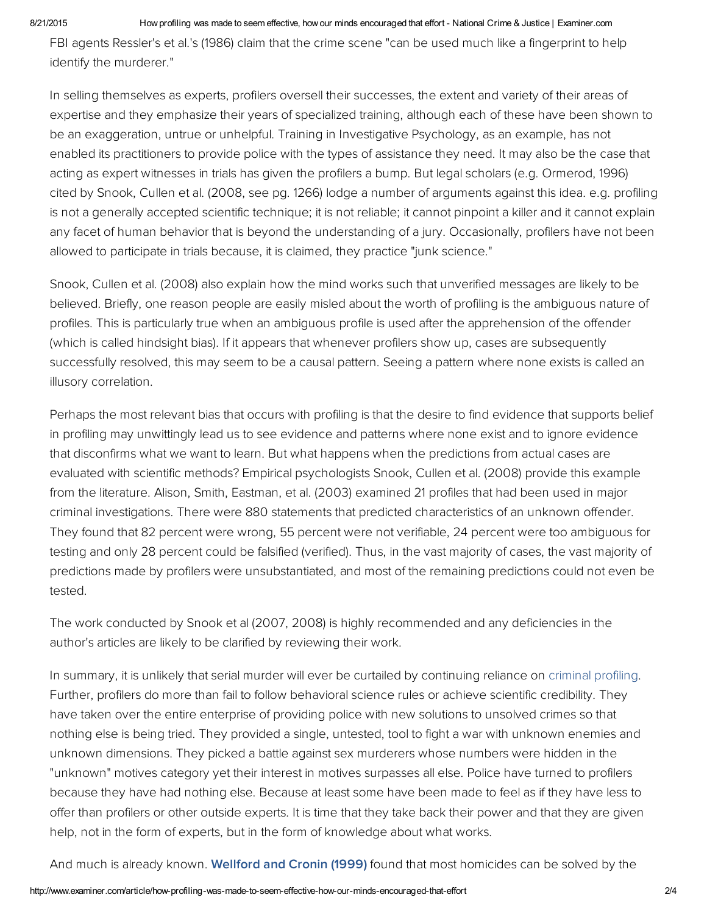FBI agents Ressler's et al.'s (1986) claim that the crime scene "can be used much like a fingerprint to help identify the murderer."

In selling themselves as experts, profilers oversell their successes, the extent and variety of their areas of expertise and they emphasize their years of specialized training, although each of these have been shown to be an exaggeration, untrue or unhelpful. Training in Investigative Psychology, as an example, has not enabled its practitioners to provide police with the types of assistance they need. It may also be the case that acting as expert witnesses in trials has given the profilers a bump. But legal scholars (e.g. Ormerod, 1996) cited by Snook, Cullen et al. (2008, see pg. 1266) lodge a number of arguments against this idea. e.g. profiling is not a generally accepted scientific technique; it is not reliable; it cannot pinpoint a killer and it cannot explain any facet of human behavior that is beyond the understanding of a jury. Occasionally, profilers have not been allowed to participate in trials because, it is claimed, they practice "junk science."

Snook, Cullen et al. (2008) also explain how the mind works such that unverified messages are likely to be believed. Briefly, one reason people are easily misled about the worth of profiling is the ambiguous nature of profiles. This is particularly true when an ambiguous profile is used after the apprehension of the offender (which is called hindsight bias). If it appears that whenever profilers show up, cases are subsequently successfully resolved, this may seem to be a causal pattern. Seeing a pattern where none exists is called an illusory correlation.

Perhaps the most relevant bias that occurs with profiling is that the desire to find evidence that supports belief in profiling may unwittingly lead us to see evidence and patterns where none exist and to ignore evidence that disconfirms what we want to learn. But what happens when the predictions from actual cases are evaluated with scientific methods? Empirical psychologists Snook, Cullen et al. (2008) provide this example from the literature. Alison, Smith, Eastman, et al. (2003) examined 21 profiles that had been used in major criminal investigations. There were 880 statements that predicted characteristics of an unknown offender. They found that 82 percent were wrong, 55 percent were not verifiable, 24 percent were too ambiguous for testing and only 28 percent could be falsified (verified). Thus, in the vast majority of cases, the vast majority of predictions made by profilers were unsubstantiated, and most of the remaining predictions could not even be tested.

The work conducted by Snook et al (2007, 2008) is highly recommended and any deficiencies in the author's articles are likely to be clarified by reviewing their work.

In summary, it is unlikely that serial murder will ever be curtailed by continuing reliance on criminal profiling. Further, profilers do more than fail to follow behavioral science rules or achieve scientific credibility. They have taken over the entire enterprise of providing police with new solutions to unsolved crimes so that nothing else is being tried. They provided a single, untested, tool to fight a war with unknown enemies and unknown dimensions. They picked a battle against sex murderers whose numbers were hidden in the "unknown" motives category yet their interest in motives surpasses all else. Police have turned to profilers because they have had nothing else. Because at least some have been made to feel as if they have less to offer than profilers or other outside experts. It is time that they take back their power and that they are given help, not in the form of experts, but in the form of knowledge about what works.

And much is already known. **Wellford and Cronin (1999)** found that most homicides can be solved by the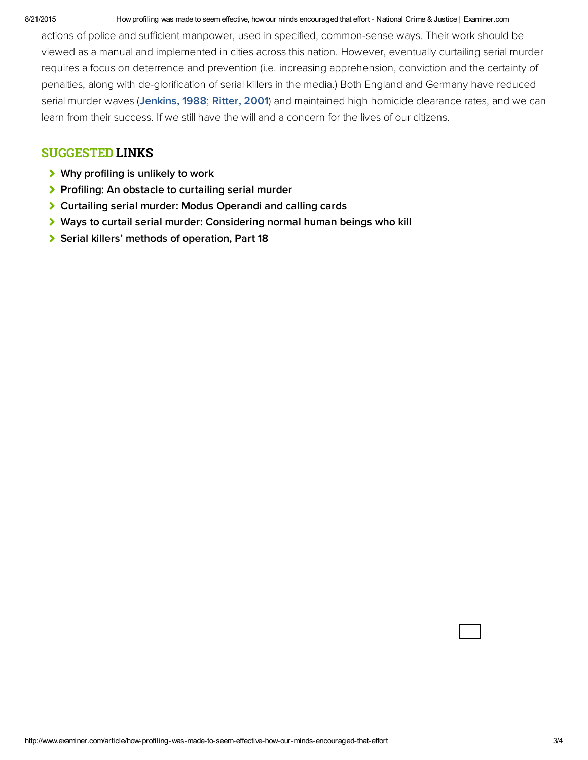actions of police and sufficient manpower, used in specified, common-sense ways. Their work should be viewed as a manual and implemented in cities across this nation. However, eventually curtailing serial murder requires a focus on deterrence and prevention (i.e. increasing apprehension, conviction and the certainty of penalties, along with de-glorification of serial killers in the media.) Both England and Germany have reduced serial murder waves (**Jenkins, 1988**; **Ritter, 2001**) and maintained high homicide clearance rates, and we can learn from their success. If we still have the will and a concern for the lives of our citizens.

## SUGGESTED LINKS

- **Why profiling is unlikely to work**
- **Profiling: An obstacle to curtailing serial murder**
- **Curtailing serial murder: Modus Operandi and calling cards**
- **Ways to curtail serial murder: Considering normal human beings who kill**
- **Serial killers' methods of operation, Part 18**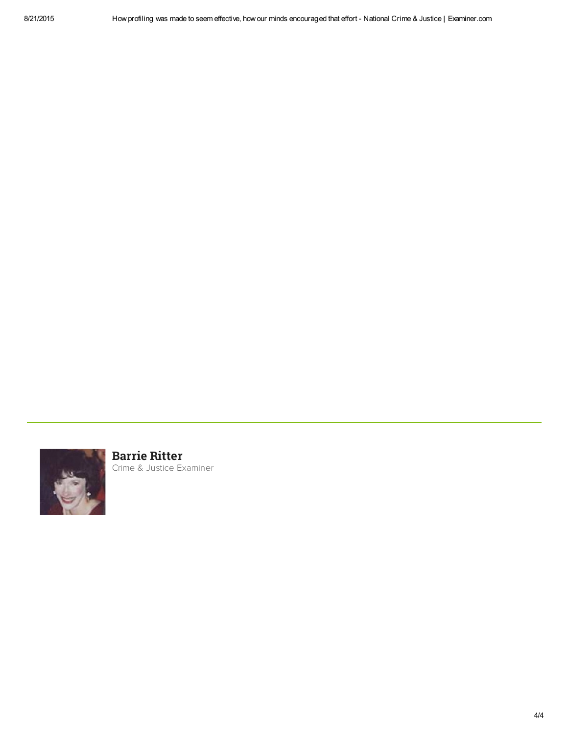**Barrie Ritter**

Crime & Justice Examiner